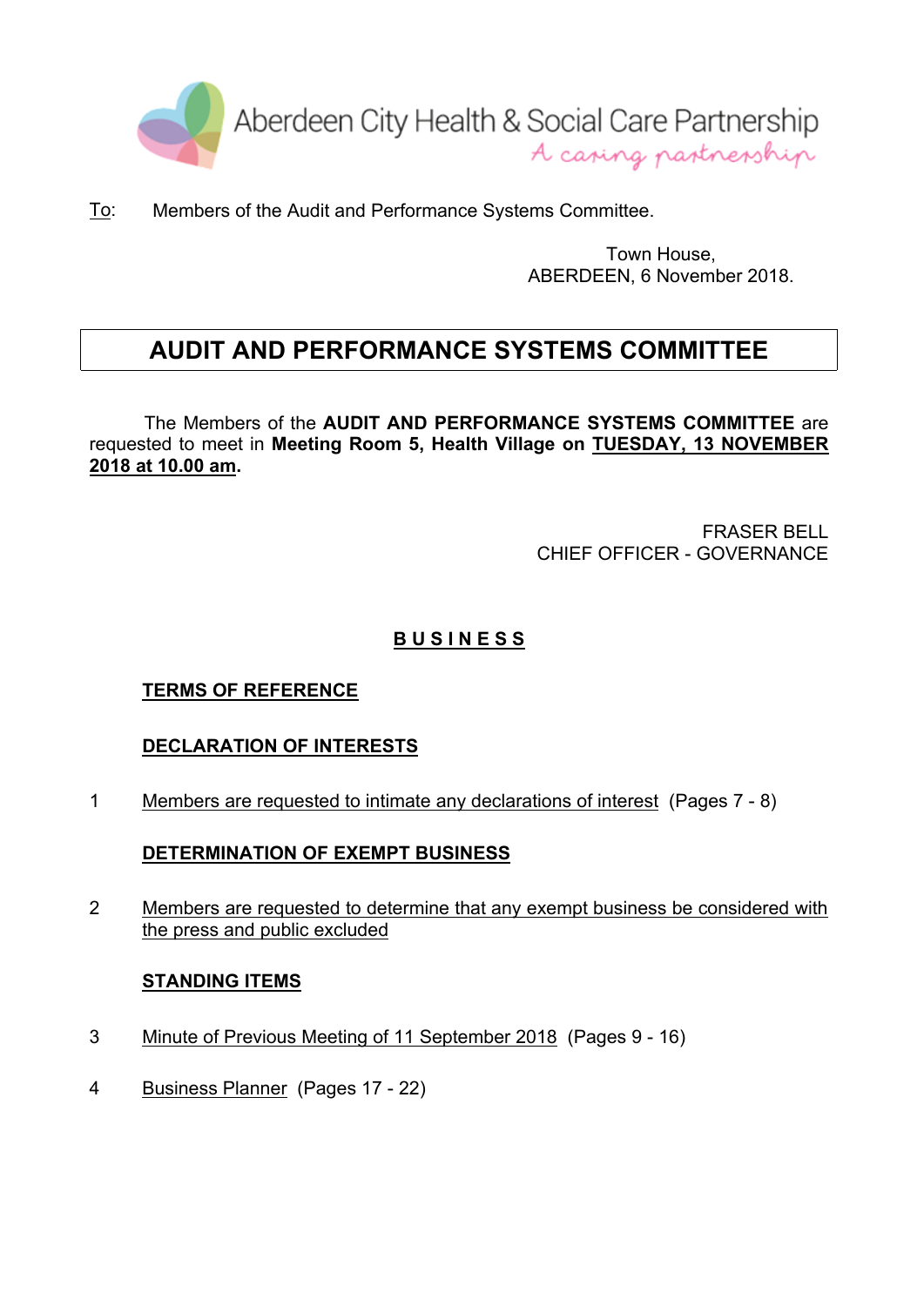Aberdeen City Health & Social Care Partnership
*A caring partnership*

To: Members of the Audit and Performance Systems Committee.

Town House,
ABERDEEN, 6 November 2018.

# AUDIT AND PERFORMANCE SYSTEMS COMMITTEE

The Members of the **AUDIT AND PERFORMANCE SYSTEMS COMMITTEE** are requested to meet in **Meeting Room 5, Health Village on TUESDAY, 13 NOVEMBER 2018 at 10.00 am**.

FRASER BELL
CHIEF OFFICER - GOVERNANCE

## B U S I N E S S

**TERMS OF REFERENCE**

**DECLARATION OF INTERESTS**

1 Members are requested to intimate any declarations of interest (Pages 7 - 8)

**DETERMINATION OF EXEMPT BUSINESS**

2 Members are requested to determine that any exempt business be considered with the press and public excluded

**STANDING ITEMS**

3 Minute of Previous Meeting of 11 September 2018 (Pages 9 - 16)

4 Business Planner (Pages 17 - 22)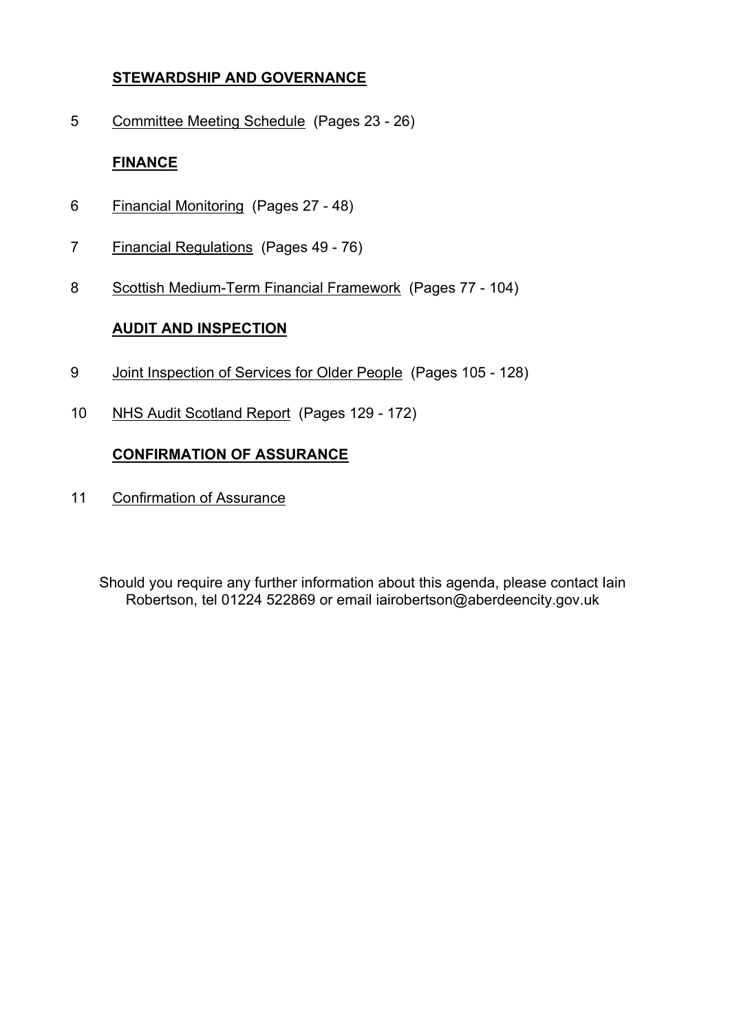## STEWARDSHIP AND GOVERNANCE

5 Committee Meeting Schedule (Pages 23 - 26)

## FINANCE

6 Financial Monitoring (Pages 27 - 48)

7 Financial Regulations (Pages 49 - 76)

8 Scottish Medium-Term Financial Framework (Pages 77 - 104)

## AUDIT AND INSPECTION

9 Joint Inspection of Services for Older People (Pages 105 - 128)

10 NHS Audit Scotland Report (Pages 129 - 172)

## CONFIRMATION OF ASSURANCE

11 Confirmation of Assurance

Should you require any further information about this agenda, please contact Iain Robertson, tel 01224 522869 or email iairobertson@aberdeencity.gov.uk